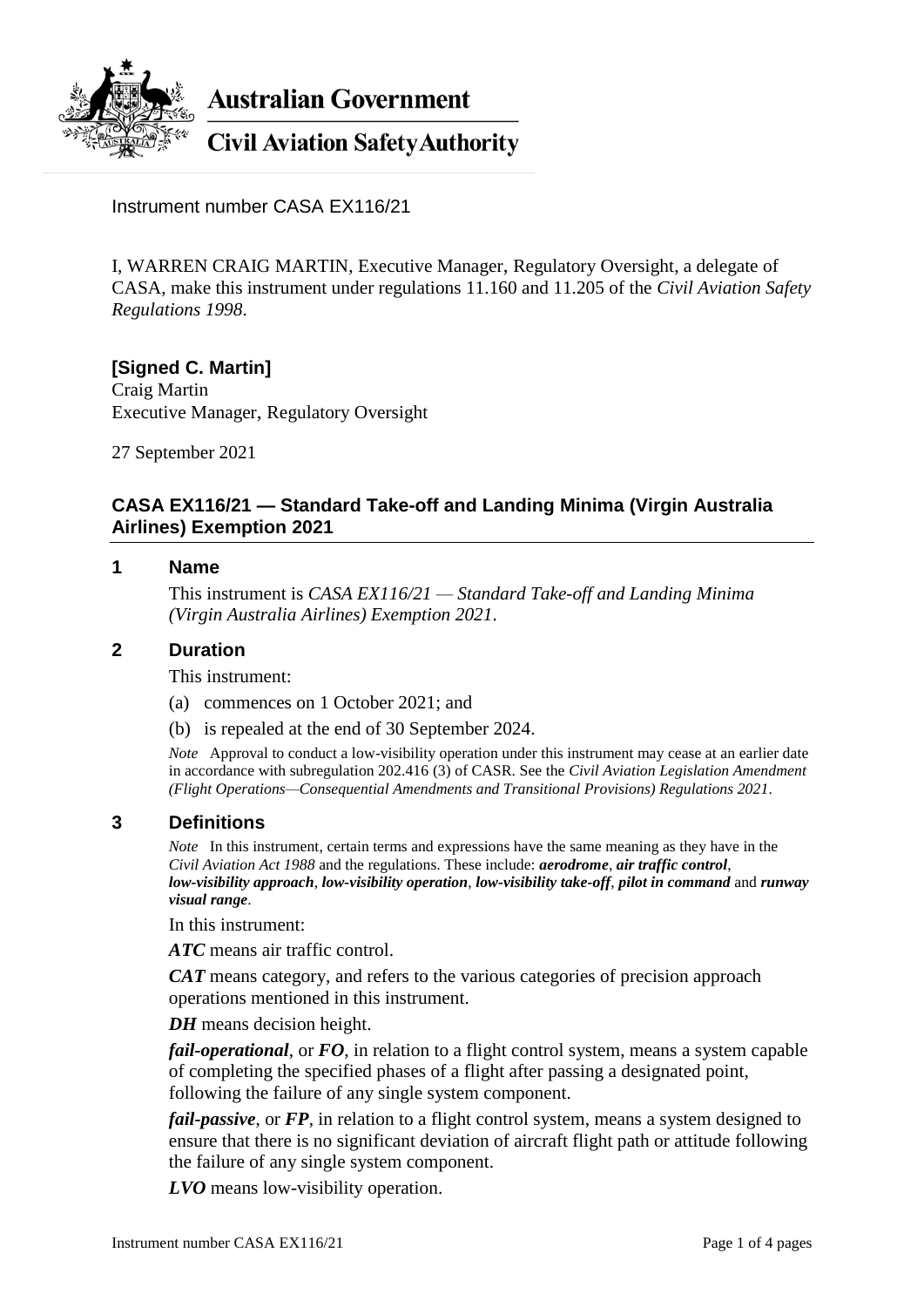**Australian Government**

**Civil Aviation Safety Authority**

Instrument number CASA EX116/21

I, WARREN CRAIG MARTIN, Executive Manager, Regulatory Oversight, a delegate of CASA, make this instrument under regulations 11.160 and 11.205 of the *Civil Aviation Safety Regulations 1998*.

**[Signed C. Martin]**
Craig Martin
Executive Manager, Regulatory Oversight

27 September 2021

## CASA EX116/21 — Standard Take-off and Landing Minima (Virgin Australia Airlines) Exemption 2021

### 1 Name

This instrument is *CASA EX116/21 — Standard Take-off and Landing Minima (Virgin Australia Airlines) Exemption 2021*.

### 2 Duration

This instrument:

(a) commences on 1 October 2021; and

(b) is repealed at the end of 30 September 2024.

*Note* Approval to conduct a low-visibility operation under this instrument may cease at an earlier date in accordance with subregulation 202.416 (3) of CASR. See the *Civil Aviation Legislation Amendment (Flight Operations—Consequential Amendments and Transitional Provisions) Regulations 2021*.

### 3 Definitions

*Note* In this instrument, certain terms and expressions have the same meaning as they have in the *Civil Aviation Act 1988* and the regulations. These include: ***aerodrome***, ***air traffic control***, ***low-visibility approach***, ***low-visibility operation***, ***low-visibility take-off***, ***pilot in command*** and ***runway visual range***.

In this instrument:

***ATC*** means air traffic control.

***CAT*** means category, and refers to the various categories of precision approach operations mentioned in this instrument.

***DH*** means decision height.

***fail-operational***, or ***FO***, in relation to a flight control system, means a system capable of completing the specified phases of a flight after passing a designated point, following the failure of any single system component.

***fail-passive***, or ***FP***, in relation to a flight control system, means a system designed to ensure that there is no significant deviation of aircraft flight path or attitude following the failure of any single system component.

***LVO*** means low-visibility operation.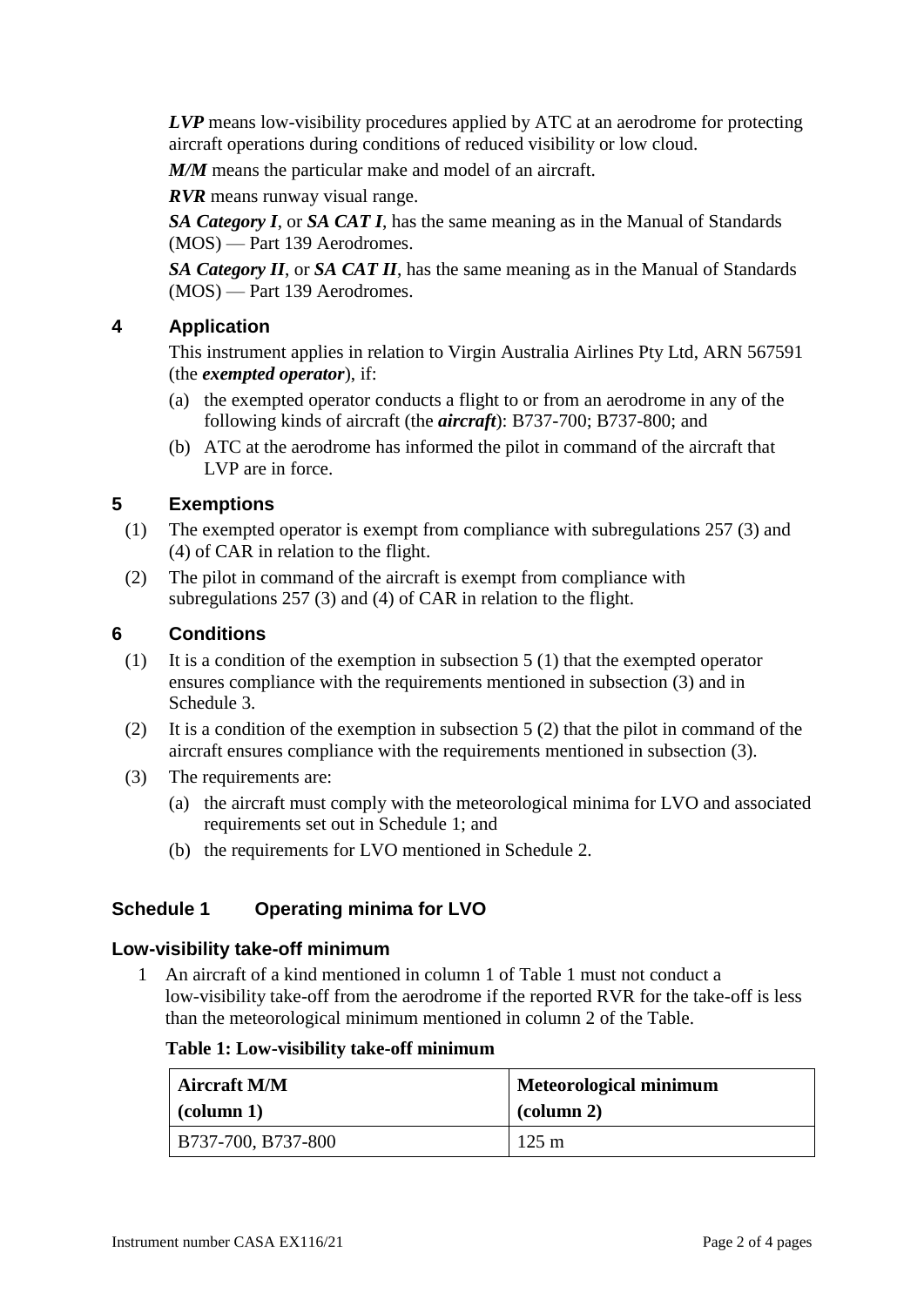***LVP*** means low-visibility procedures applied by ATC at an aerodrome for protecting aircraft operations during conditions of reduced visibility or low cloud.

***M/M*** means the particular make and model of an aircraft.

***RVR*** means runway visual range.

***SA Category I***, or ***SA CAT I***, has the same meaning as in the Manual of Standards (MOS) — Part 139 Aerodromes.

***SA Category II***, or ***SA CAT II***, has the same meaning as in the Manual of Standards (MOS) — Part 139 Aerodromes.

## 4 Application

This instrument applies in relation to Virgin Australia Airlines Pty Ltd, ARN 567591 (the ***exempted operator***), if:

(a) the exempted operator conducts a flight to or from an aerodrome in any of the following kinds of aircraft (the ***aircraft***): B737-700; B737-800; and

(b) ATC at the aerodrome has informed the pilot in command of the aircraft that LVP are in force.

## 5 Exemptions

(1) The exempted operator is exempt from compliance with subregulations 257 (3) and (4) of CAR in relation to the flight.

(2) The pilot in command of the aircraft is exempt from compliance with subregulations 257 (3) and (4) of CAR in relation to the flight.

## 6 Conditions

(1) It is a condition of the exemption in subsection 5 (1) that the exempted operator ensures compliance with the requirements mentioned in subsection (3) and in Schedule 3.

(2) It is a condition of the exemption in subsection 5 (2) that the pilot in command of the aircraft ensures compliance with the requirements mentioned in subsection (3).

(3) The requirements are:

(a) the aircraft must comply with the meteorological minima for LVO and associated requirements set out in Schedule 1; and

(b) the requirements for LVO mentioned in Schedule 2.

## Schedule 1 Operating minima for LVO

### Low-visibility take-off minimum

1 An aircraft of a kind mentioned in column 1 of Table 1 must not conduct a low-visibility take-off from the aerodrome if the reported RVR for the take-off is less than the meteorological minimum mentioned in column 2 of the Table.

**Table 1: Low-visibility take-off minimum**

| Aircraft M/M (column 1) | Meteorological minimum (column 2) |
|---|---|
| B737-700, B737-800 | 125 m |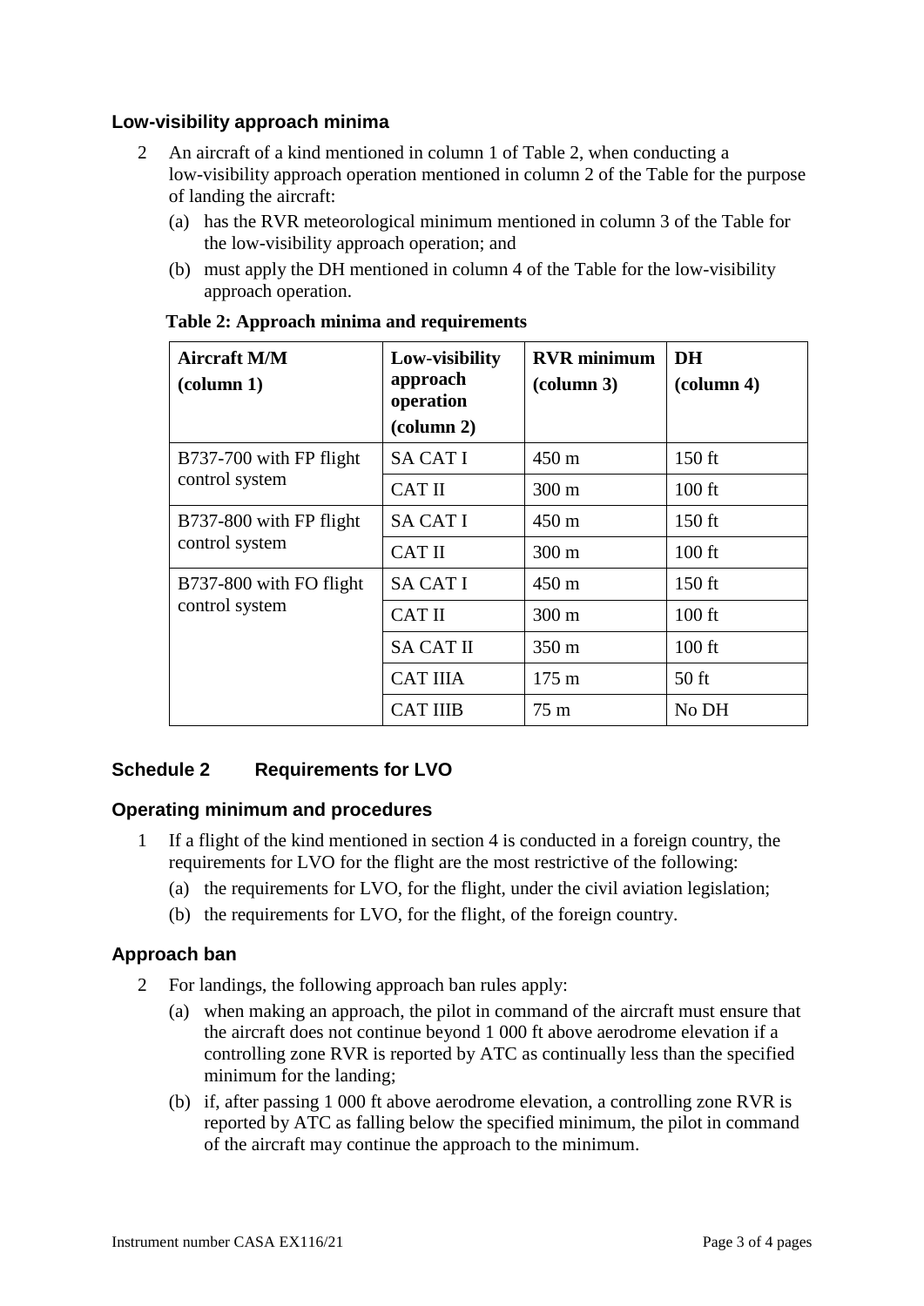### Low-visibility approach minima

2 An aircraft of a kind mentioned in column 1 of Table 2, when conducting a low-visibility approach operation mentioned in column 2 of the Table for the purpose of landing the aircraft:

(a) has the RVR meteorological minimum mentioned in column 3 of the Table for the low-visibility approach operation; and

(b) must apply the DH mentioned in column 4 of the Table for the low-visibility approach operation.

**Table 2: Approach minima and requirements**

| Aircraft M/M (column 1) | Low-visibility approach operation (column 2) | RVR minimum (column 3) | DH (column 4) |
|---|---|---|---|
| B737-700 with FP flight control system | SA CAT I | 450 m | 150 ft |
| | CAT II | 300 m | 100 ft |
| B737-800 with FP flight control system | SA CAT I | 450 m | 150 ft |
| | CAT II | 300 m | 100 ft |
| B737-800 with FO flight control system | SA CAT I | 450 m | 150 ft |
| | CAT II | 300 m | 100 ft |
| | SA CAT II | 350 m | 100 ft |
| | CAT IIIA | 175 m | 50 ft |
| | CAT IIIB | 75 m | No DH |

## Schedule 2 Requirements for LVO

### Operating minimum and procedures

1 If a flight of the kind mentioned in section 4 is conducted in a foreign country, the requirements for LVO for the flight are the most restrictive of the following:

(a) the requirements for LVO, for the flight, under the civil aviation legislation;

(b) the requirements for LVO, for the flight, of the foreign country.

### Approach ban

2 For landings, the following approach ban rules apply:

(a) when making an approach, the pilot in command of the aircraft must ensure that the aircraft does not continue beyond 1 000 ft above aerodrome elevation if a controlling zone RVR is reported by ATC as continually less than the specified minimum for the landing;

(b) if, after passing 1 000 ft above aerodrome elevation, a controlling zone RVR is reported by ATC as falling below the specified minimum, the pilot in command of the aircraft may continue the approach to the minimum.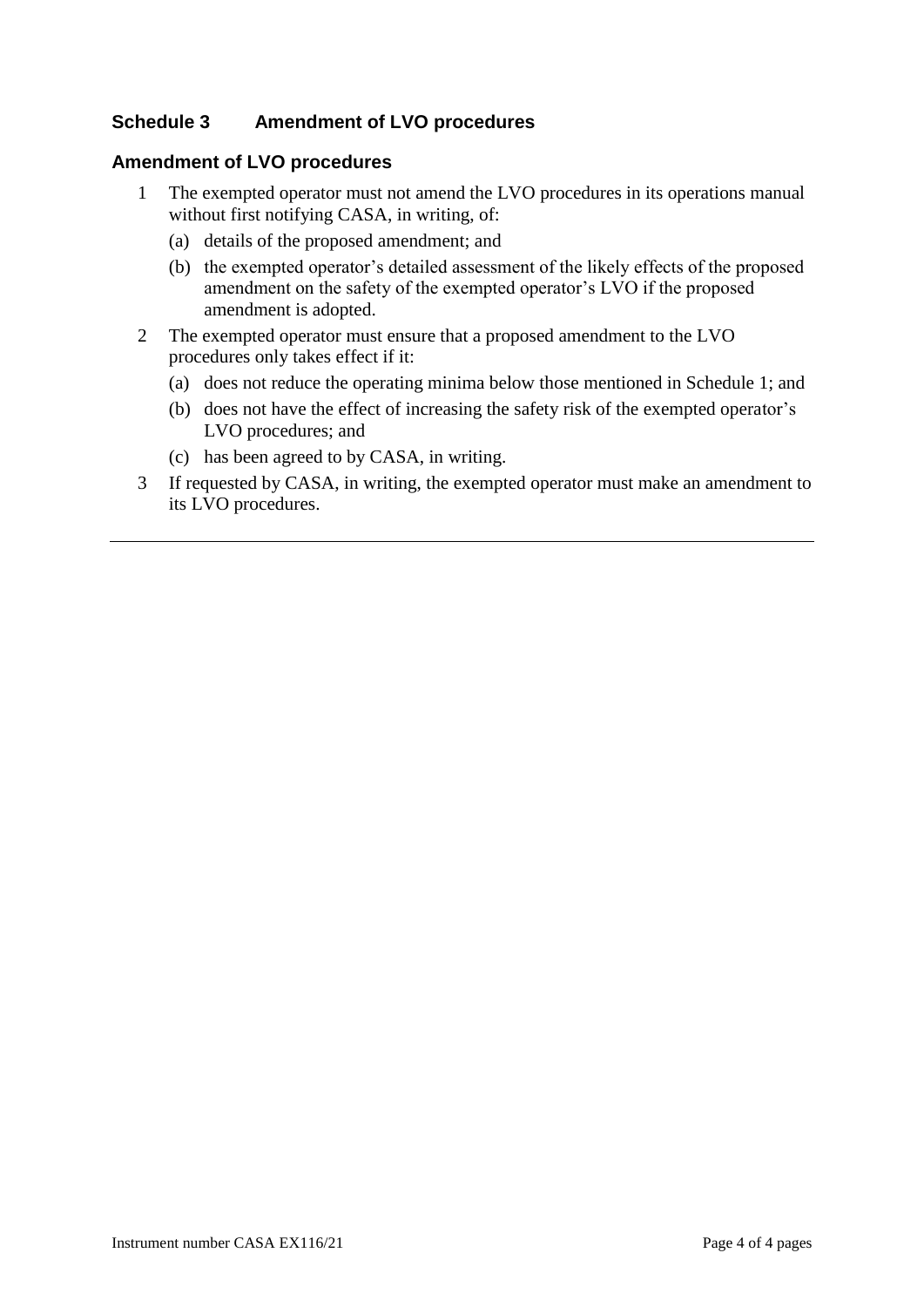## Schedule 3 Amendment of LVO procedures

### Amendment of LVO procedures

1 The exempted operator must not amend the LVO procedures in its operations manual without first notifying CASA, in writing, of:

   (a) details of the proposed amendment; and

   (b) the exempted operator's detailed assessment of the likely effects of the proposed amendment on the safety of the exempted operator's LVO if the proposed amendment is adopted.

2 The exempted operator must ensure that a proposed amendment to the LVO procedures only takes effect if it:

   (a) does not reduce the operating minima below those mentioned in Schedule 1; and

   (b) does not have the effect of increasing the safety risk of the exempted operator's LVO procedures; and

   (c) has been agreed to by CASA, in writing.

3 If requested by CASA, in writing, the exempted operator must make an amendment to its LVO procedures.